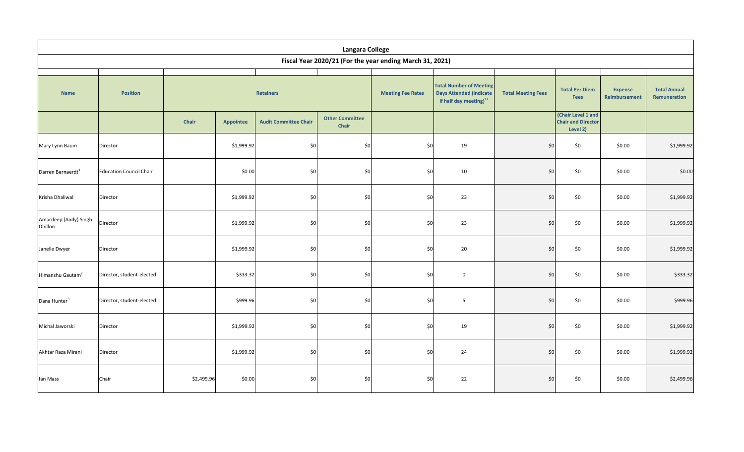# Langara College

## Fiscal Year 2020/21 (For the year ending March 31, 2021)

| Name | Position | Retainers | | | | Meeting Fee Rates | Total Number of Meeting Days Attended (indicate if half day meeting)[12] | Total Meeting Fees | Total Per Diem Fees | Expense Reimbursement | Total Annual Remuneration |
|---|---|---|---|---|---|---|---|---|---|---|---|
| | | Chair | Appointee | Audit Committee Chair | Other Committee Chair | | | | (Chair Level 1 and Chair and Director Level 2) | | |
| Mary Lynn Baum | Director | | $1,999.92 | $0 | $0 | $0 | 19 | $0 | $0 | $0.00 | $1,999.92 |
| Darren Bernaerdt[1] | Education Council Chair | | $0.00 | $0 | $0 | $0 | 10 | $0 | $0 | $0.00 | $0.00 |
| Krisha Dhaliwal | Director | | $1,999.92 | $0 | $0 | $0 | 23 | $0 | $0 | $0.00 | $1,999.92 |
| Amardeep (Andy) Singh Dhillon | Director | | $1,999.92 | $0 | $0 | $0 | 23 | $0 | $0 | $0.00 | $1,999.92 |
| Janelle Dwyer | Director | | $1,999.92 | $0 | $0 | $0 | 20 | $0 | $0 | $0.00 | $1,999.92 |
| Himanshu Gautam[2] | Director, student-elected | | $333.32 | $0 | $0 | $0 | 0 | $0 | $0 | $0.00 | $333.32 |
| Dana Hunter[3] | Director, student-elected | | $999.96 | $0 | $0 | $0 | 5 | $0 | $0 | $0.00 | $999.96 |
| Michal Jaworski | Director | | $1,999.92 | $0 | $0 | $0 | 19 | $0 | $0 | $0.00 | $1,999.92 |
| Akhtar Raza Mirani | Director | | $1,999.92 | $0 | $0 | $0 | 24 | $0 | $0 | $0.00 | $1,999.92 |
| Ian Mass | Chair | $2,499.96 | $0.00 | $0 | $0 | $0 | 22 | $0 | $0 | $0.00 | $2,499.96 |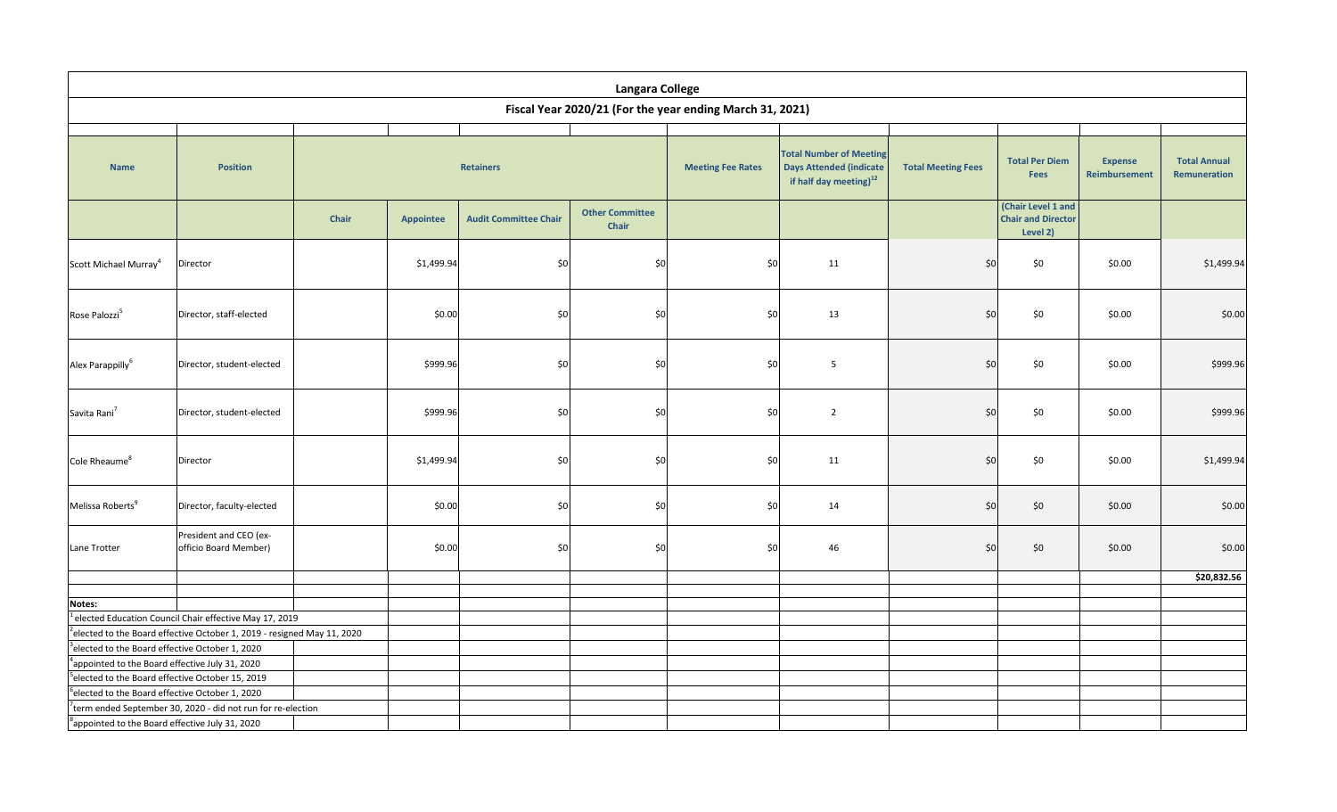# Langara College

## Fiscal Year 2020/21 (For the year ending March 31, 2021)

| Name | Position | Retainers | | | | Meeting Fee Rates | Total Number of Meeting Days Attended (indicate if half day meeting)[12] | Total Meeting Fees | Total Per Diem Fees | Expense Reimbursement | Total Annual Remuneration |
|---|---|---|---|---|---|---|---|---|---|---|---|
| | | Chair | Appointee | Audit Committee Chair | Other Committee Chair | | | | (Chair Level 1 and Chair and Director Level 2) | | |
| Scott Michael Murray[4] | Director | | $1,499.94 | $0 | $0 | $0 | 11 | $0 | $0 | $0.00 | $1,499.94 |
| Rose Palozzi[5] | Director, staff-elected | | $0.00 | $0 | $0 | $0 | 13 | $0 | $0 | $0.00 | $0.00 |
| Alex Parappilly[6] | Director, student-elected | | $999.96 | $0 | $0 | $0 | 5 | $0 | $0 | $0.00 | $999.96 |
| Savita Rani[7] | Director, student-elected | | $999.96 | $0 | $0 | $0 | 2 | $0 | $0 | $0.00 | $999.96 |
| Cole Rheaume[8] | Director | | $1,499.94 | $0 | $0 | $0 | 11 | $0 | $0 | $0.00 | $1,499.94 |
| Melissa Roberts[9] | Director, faculty-elected | | $0.00 | $0 | $0 | $0 | 14 | $0 | $0 | $0.00 | $0.00 |
| Lane Trotter | President and CEO (ex-officio Board Member) | | $0.00 | $0 | $0 | $0 | 46 | $0 | $0 | $0.00 | $0.00 |
| | | | | | | | | | | | $20,832.56 |

**Notes:**

[1] elected Education Council Chair effective May 17, 2019

[2] elected to the Board effective October 1, 2019 - resigned May 11, 2020

[3] elected to the Board effective October 1, 2020

[4] appointed to the Board effective July 31, 2020

[5] elected to the Board effective October 15, 2019

[6] elected to the Board effective October 1, 2020

[7] term ended September 30, 2020 - did not run for re-election

[8] appointed to the Board effective July 31, 2020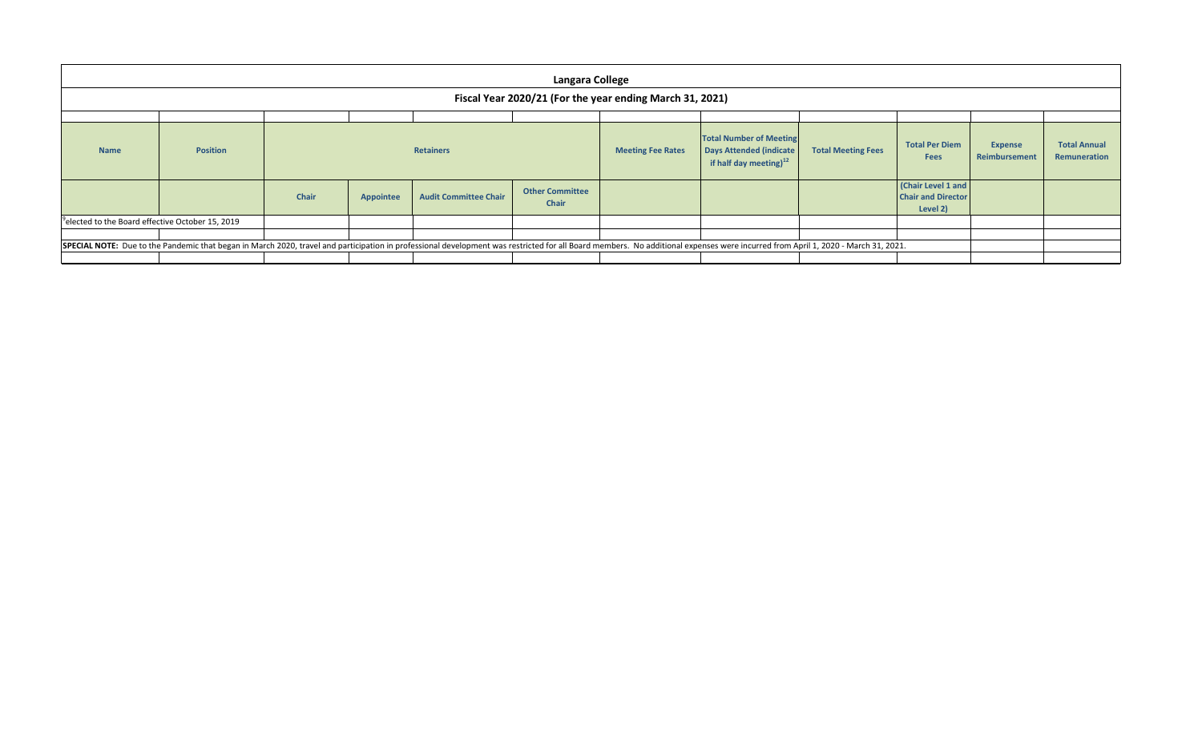## Langara College

### Fiscal Year 2020/21 (For the year ending March 31, 2021)

| Name | Position | Retainers | | | | Meeting Fee Rates | Total Number of Meeting Days Attended (indicate if half day meeting)[12] | Total Meeting Fees | Total Per Diem Fees | Expense Reimbursement | Total Annual Remuneration |
|---|---|---|---|---|---|---|---|---|---|---|---|
| | | Chair | Appointee | Audit Committee Chair | Other Committee Chair | | | | (Chair Level 1 and Chair and Director Level 2) | | |
| [9]elected to the Board effective October 15, 2019 | | | | | | | | | | | |
| | | | | | | | | | | | |
| **SPECIAL NOTE:** Due to the Pandemic that began in March 2020, travel and participation in professional development was restricted for all Board members. No additional expenses were incurred from April 1, 2020 - March 31, 2021. | | | | | | | | | | | |
| | | | | | | | | | | | |